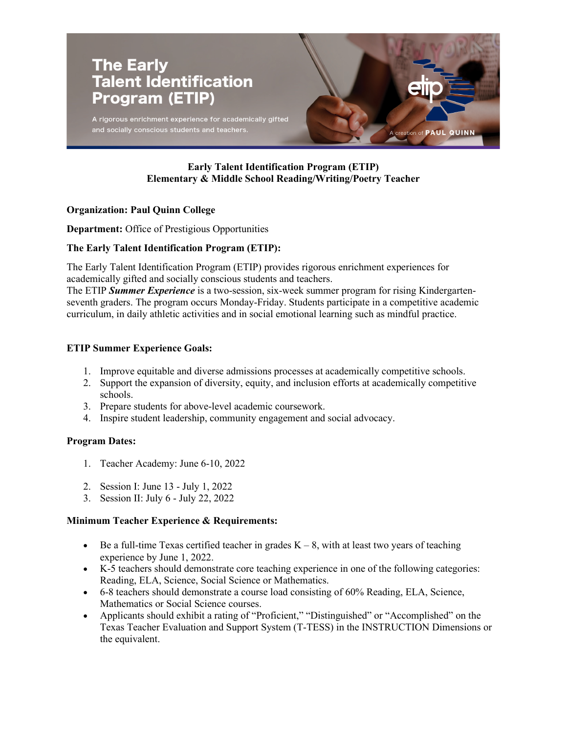# The Early Talent Identification Program (ETIP)

A rigorous enrichment experience for academically gifted and socially conscious students and teachers.

A creation of PAUL QUINN

## Early Talent Identification Program (ETIP)
## Elementary & Middle School Reading/Writing/Poetry Teacher

**Organization: Paul Quinn College**

**Department:** Office of Prestigious Opportunities

**The Early Talent Identification Program (ETIP):**

The Early Talent Identification Program (ETIP) provides rigorous enrichment experiences for academically gifted and socially conscious students and teachers.
The ETIP ***Summer Experience*** is a two-session, six-week summer program for rising Kindergarten-seventh graders. The program occurs Monday-Friday. Students participate in a competitive academic curriculum, in daily athletic activities and in social emotional learning such as mindful practice.

**ETIP Summer Experience Goals:**

1. Improve equitable and diverse admissions processes at academically competitive schools.
2. Support the expansion of diversity, equity, and inclusion efforts at academically competitive schools.
3. Prepare students for above-level academic coursework.
4. Inspire student leadership, community engagement and social advocacy.

**Program Dates:**

1. Teacher Academy: June 6-10, 2022
2. Session I: June 13 - July 1, 2022
3. Session II: July 6 - July 22, 2022

**Minimum Teacher Experience & Requirements:**

- Be a full-time Texas certified teacher in grades K – 8, with at least two years of teaching experience by June 1, 2022.
- K-5 teachers should demonstrate core teaching experience in one of the following categories: Reading, ELA, Science, Social Science or Mathematics.
- 6-8 teachers should demonstrate a course load consisting of 60% Reading, ELA, Science, Mathematics or Social Science courses.
- Applicants should exhibit a rating of "Proficient," "Distinguished" or "Accomplished" on the Texas Teacher Evaluation and Support System (T-TESS) in the INSTRUCTION Dimensions or the equivalent.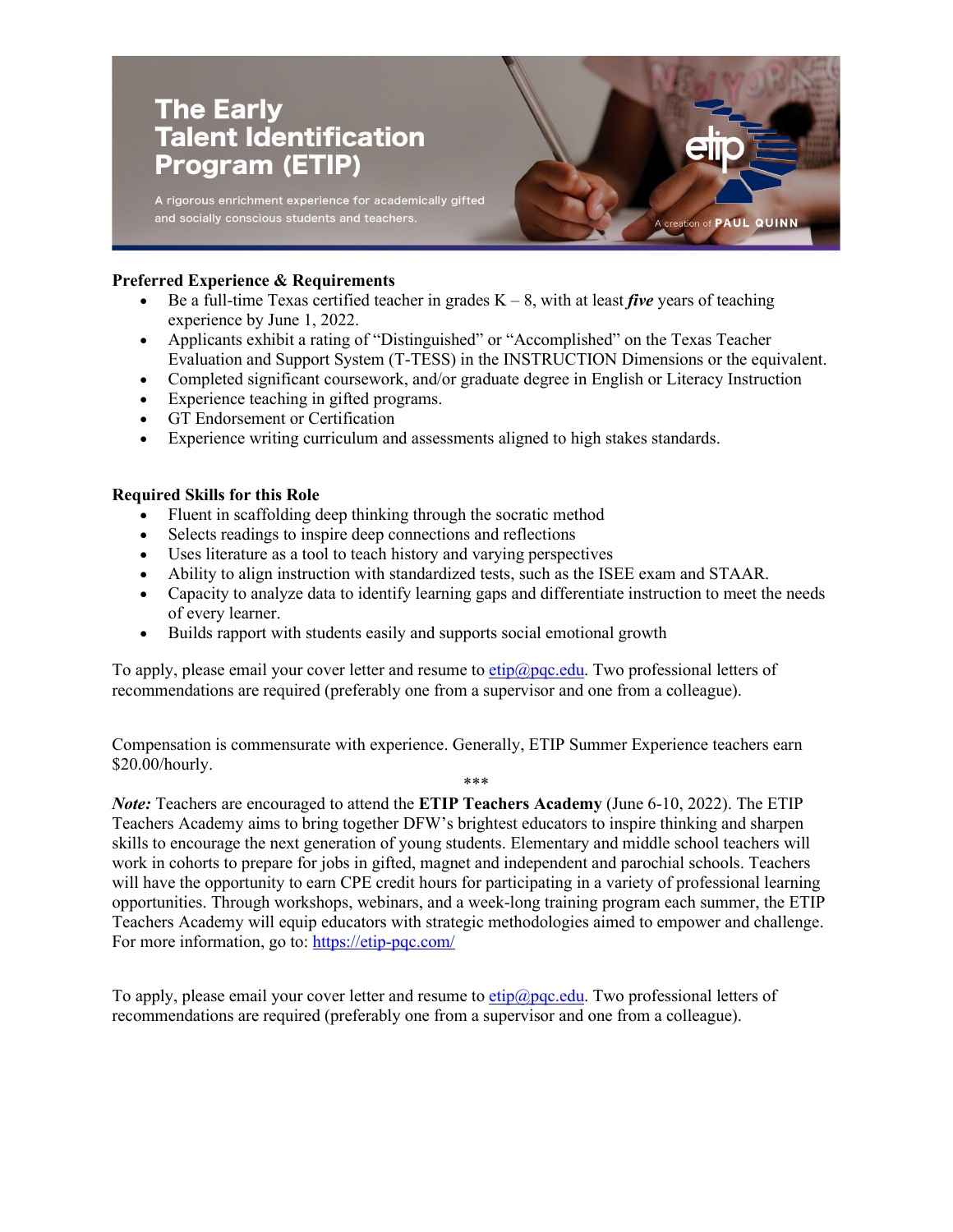# The Early Talent Identification Program (ETIP)

A rigorous enrichment experience for academically gifted and socially conscious students and teachers.

A creation of PAUL QUINN

**Preferred Experience & Requirements**

- Be a full-time Texas certified teacher in grades K – 8, with at least ***five*** years of teaching experience by June 1, 2022.
- Applicants exhibit a rating of "Distinguished" or "Accomplished" on the Texas Teacher Evaluation and Support System (T-TESS) in the INSTRUCTION Dimensions or the equivalent.
- Completed significant coursework, and/or graduate degree in English or Literacy Instruction
- Experience teaching in gifted programs.
- GT Endorsement or Certification
- Experience writing curriculum and assessments aligned to high stakes standards.

**Required Skills for this Role**

- Fluent in scaffolding deep thinking through the socratic method
- Selects readings to inspire deep connections and reflections
- Uses literature as a tool to teach history and varying perspectives
- Ability to align instruction with standardized tests, such as the ISEE exam and STAAR.
- Capacity to analyze data to identify learning gaps and differentiate instruction to meet the needs of every learner.
- Builds rapport with students easily and supports social emotional growth

To apply, please email your cover letter and resume to etip@pqc.edu. Two professional letters of recommendations are required (preferably one from a supervisor and one from a colleague).

Compensation is commensurate with experience. Generally, ETIP Summer Experience teachers earn $20.00/hourly.

***

***Note:*** Teachers are encouraged to attend the **ETIP Teachers Academy** (June 6-10, 2022). The ETIP Teachers Academy aims to bring together DFW's brightest educators to inspire thinking and sharpen skills to encourage the next generation of young students. Elementary and middle school teachers will work in cohorts to prepare for jobs in gifted, magnet and independent and parochial schools. Teachers will have the opportunity to earn CPE credit hours for participating in a variety of professional learning opportunities. Through workshops, webinars, and a week-long training program each summer, the ETIP Teachers Academy will equip educators with strategic methodologies aimed to empower and challenge. For more information, go to: https://etip-pqc.com/

To apply, please email your cover letter and resume to etip@pqc.edu. Two professional letters of recommendations are required (preferably one from a supervisor and one from a colleague).